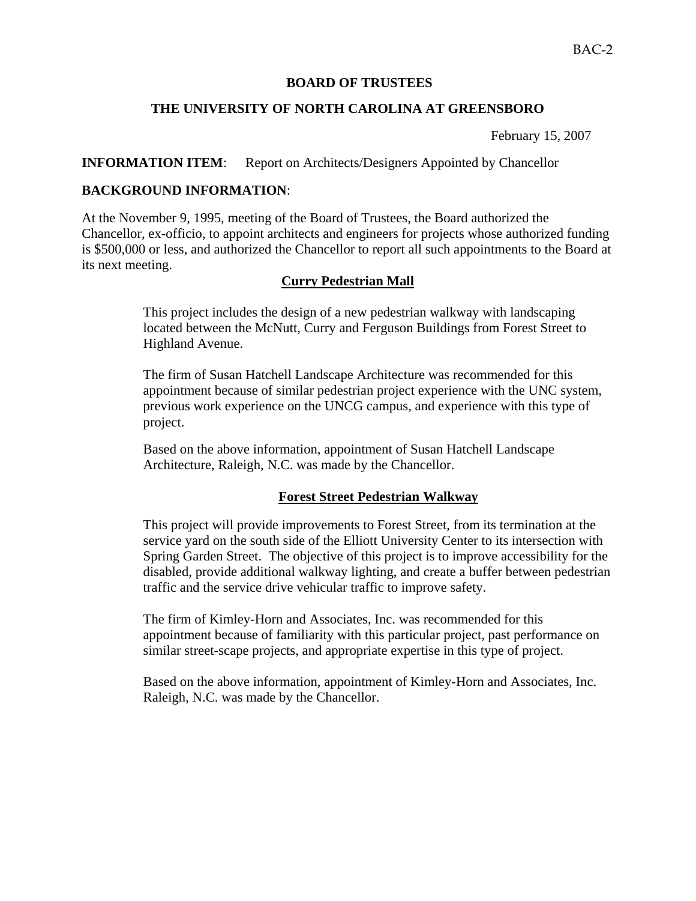BAC-2

**BOARD OF TRUSTEES**

**THE UNIVERSITY OF NORTH CAROLINA AT GREENSBORO**

February 15, 2007

**INFORMATION ITEM**: Report on Architects/Designers Appointed by Chancellor

**BACKGROUND INFORMATION**:

At the November 9, 1995, meeting of the Board of Trustees, the Board authorized the Chancellor, ex-officio, to appoint architects and engineers for projects whose authorized funding is $500,000 or less, and authorized the Chancellor to report all such appointments to the Board at its next meeting.

**Curry Pedestrian Mall**

This project includes the design of a new pedestrian walkway with landscaping located between the McNutt, Curry and Ferguson Buildings from Forest Street to Highland Avenue.

The firm of Susan Hatchell Landscape Architecture was recommended for this appointment because of similar pedestrian project experience with the UNC system, previous work experience on the UNCG campus, and experience with this type of project.

Based on the above information, appointment of Susan Hatchell Landscape Architecture, Raleigh, N.C. was made by the Chancellor.

**Forest Street Pedestrian Walkway**

This project will provide improvements to Forest Street, from its termination at the service yard on the south side of the Elliott University Center to its intersection with Spring Garden Street. The objective of this project is to improve accessibility for the disabled, provide additional walkway lighting, and create a buffer between pedestrian traffic and the service drive vehicular traffic to improve safety.

The firm of Kimley-Horn and Associates, Inc. was recommended for this appointment because of familiarity with this particular project, past performance on similar street-scape projects, and appropriate expertise in this type of project.

Based on the above information, appointment of Kimley-Horn and Associates, Inc. Raleigh, N.C. was made by the Chancellor.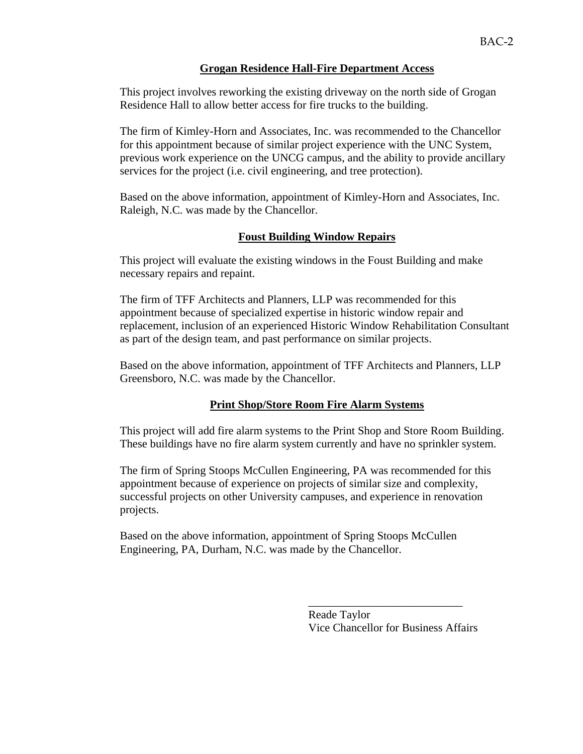BAC-2

## Grogan Residence Hall-Fire Department Access

This project involves reworking the existing driveway on the north side of Grogan Residence Hall to allow better access for fire trucks to the building.

The firm of Kimley-Horn and Associates, Inc. was recommended to the Chancellor for this appointment because of similar project experience with the UNC System, previous work experience on the UNCG campus, and the ability to provide ancillary services for the project (i.e. civil engineering, and tree protection).

Based on the above information, appointment of Kimley-Horn and Associates, Inc. Raleigh, N.C. was made by the Chancellor.

## Foust Building Window Repairs

This project will evaluate the existing windows in the Foust Building and make necessary repairs and repaint.

The firm of TFF Architects and Planners, LLP was recommended for this appointment because of specialized expertise in historic window repair and replacement, inclusion of an experienced Historic Window Rehabilitation Consultant as part of the design team, and past performance on similar projects.

Based on the above information, appointment of TFF Architects and Planners, LLP Greensboro, N.C. was made by the Chancellor.

## Print Shop/Store Room Fire Alarm Systems

This project will add fire alarm systems to the Print Shop and Store Room Building. These buildings have no fire alarm system currently and have no sprinkler system.

The firm of Spring Stoops McCullen Engineering, PA was recommended for this appointment because of experience on projects of similar size and complexity, successful projects on other University campuses, and experience in renovation projects.

Based on the above information, appointment of Spring Stoops McCullen Engineering, PA, Durham, N.C. was made by the Chancellor.

\_\_\_\_\_\_\_\_\_\_\_\_\_\_\_\_\_\_\_\_\_\_\_\_\_\_\_

Reade Taylor
Vice Chancellor for Business Affairs